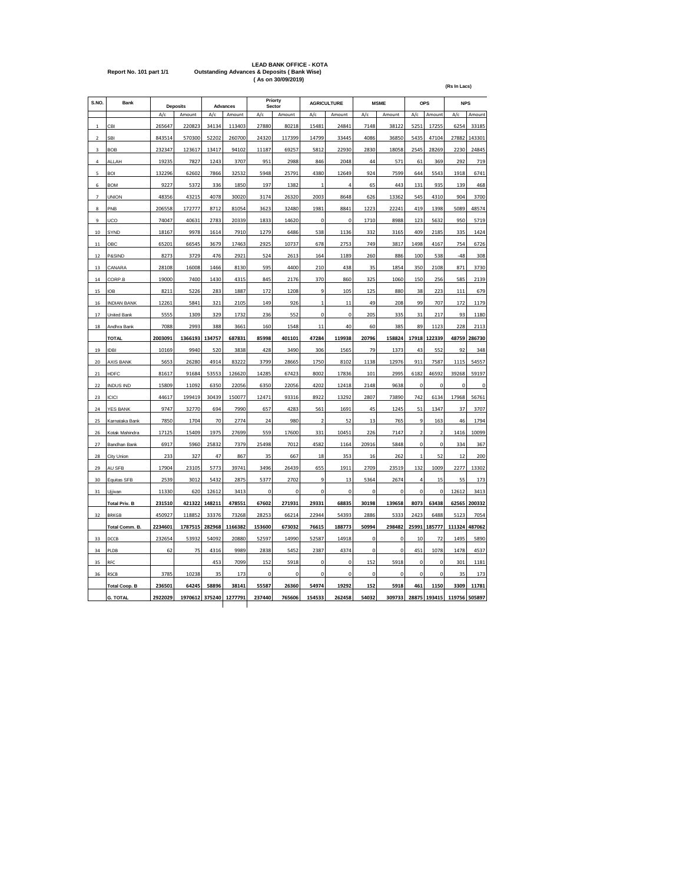**LEAD BANK OFFICE - KOTA**

**Report No. 101 part 1/1** **Outstanding Advances & Deposits ( Bank Wise)**

**( As on 30/09/2019)**

**(Rs In Lacs)**

| S.NO. | Bank | Deposits | | Advances | | Priorty Sector | | AGRICULTURE | | MSME | | OPS | | NPS | |
|---|---|---|---|---|---|---|---|---|---|---|---|---|---|---|---|
| | | A/c | Amount | A/c | Amount | A/c | Amount | A/c | Amount | A/c | Amount | A/c | Amount | A/c | Amount |
| 1 | CBI | 265647 | 220823 | 34134 | 113403 | 27880 | 80218 | 15481 | 24841 | 7148 | 38122 | 5251 | 17255 | 6254 | 33185 |
| 2 | SBI | 843514 | 570300 | 52202 | 260700 | 24320 | 117399 | 14799 | 33445 | 4086 | 36850 | 5435 | 47104 | 27882 | 143301 |
| 3 | BOB | 232347 | 123617 | 13417 | 94102 | 11187 | 69257 | 5812 | 22930 | 2830 | 18058 | 2545 | 28269 | 2230 | 24845 |
| 4 | ALLAH | 19235 | 7827 | 1243 | 3707 | 951 | 2988 | 846 | 2048 | 44 | 571 | 61 | 369 | 292 | 719 |
| 5 | BOI | 132296 | 62602 | 7866 | 32532 | 5948 | 25791 | 4380 | 12649 | 924 | 7599 | 644 | 5543 | 1918 | 6741 |
| 6 | BOM | 9227 | 5372 | 336 | 1850 | 197 | 1382 | 1 | 4 | 65 | 443 | 131 | 935 | 139 | 468 |
| 7 | UNION | 48356 | 43215 | 4078 | 30020 | 3174 | 26320 | 2003 | 8648 | 626 | 13362 | 545 | 4310 | 904 | 3700 |
| 8 | PNB | 206558 | 172777 | 8712 | 81054 | 3623 | 32480 | 1981 | 8841 | 1223 | 22241 | 419 | 1398 | 5089 | 48574 |
| 9 | UCO | 74047 | 40631 | 2783 | 20339 | 1833 | 14620 | 0 | 0 | 1710 | 8988 | 123 | 5632 | 950 | 5719 |
| 10 | SYND | 18167 | 9978 | 1614 | 7910 | 1279 | 6486 | 538 | 1136 | 332 | 3165 | 409 | 2185 | 335 | 1424 |
| 11 | OBC | 65201 | 66545 | 3679 | 17463 | 2925 | 10737 | 678 | 2753 | 749 | 3817 | 1498 | 4167 | 754 | 6726 |
| 12 | P&SIND | 8273 | 3729 | 476 | 2921 | 524 | 2613 | 164 | 1189 | 260 | 886 | 100 | 538 | -48 | 308 |
| 13 | CANARA | 28108 | 16008 | 1466 | 8130 | 595 | 4400 | 210 | 438 | 35 | 1854 | 350 | 2108 | 871 | 3730 |
| 14 | CORP.B | 19000 | 7400 | 1430 | 4315 | 845 | 2176 | 370 | 860 | 325 | 1060 | 150 | 256 | 585 | 2139 |
| 15 | IOB | 8211 | 5226 | 283 | 1887 | 172 | 1208 | 9 | 105 | 125 | 880 | 38 | 223 | 111 | 679 |
| 16 | INDIAN BANK | 12261 | 5841 | 321 | 2105 | 149 | 926 | 1 | 11 | 49 | 208 | 99 | 707 | 172 | 1179 |
| 17 | United Bank | 5555 | 1309 | 329 | 1732 | 236 | 552 | 0 | 0 | 205 | 335 | 31 | 217 | 93 | 1180 |
| 18 | Andhra Bank | 7088 | 2993 | 388 | 3661 | 160 | 1548 | 11 | 40 | 60 | 385 | 89 | 1123 | 228 | 2113 |
| | **TOTAL** | **2003091** | **1366193** | **134757** | **687831** | **85998** | **401101** | **47284** | **119938** | **20796** | **158824** | **17918** | **122339** | **48759** | **286730** |
| 19 | IDBI | 10169 | 9940 | 520 | 3838 | 428 | 3490 | 306 | 1565 | 79 | 1373 | 43 | 552 | 92 | 348 |
| 20 | AXIS BANK | 5653 | 26280 | 4914 | 83222 | 3799 | 28665 | 1750 | 8102 | 1138 | 12976 | 911 | 7587 | 1115 | 54557 |
| 21 | HDFC | 81617 | 91684 | 53553 | 126620 | 14285 | 67423 | 8002 | 17836 | 101 | 2995 | 6182 | 46592 | 39268 | 59197 |
| 22 | INDUS IND | 15809 | 11092 | 6350 | 22056 | 6350 | 22056 | 4202 | 12418 | 2148 | 9638 | 0 | 0 | 0 | 0 |
| 23 | ICICI | 44617 | 199419 | 30439 | 150077 | 12471 | 93316 | 8922 | 13292 | 2807 | 73890 | 742 | 6134 | 17968 | 56761 |
| 24 | YES BANK | 9747 | 32770 | 694 | 7990 | 657 | 4283 | 561 | 1691 | 45 | 1245 | 51 | 1347 | 37 | 3707 |
| 25 | Karnataka Bank | 7850 | 1704 | 70 | 2774 | 24 | 980 | 2 | 52 | 13 | 765 | 9 | 163 | 46 | 1794 |
| 26 | Kotak Mahindra | 17125 | 15409 | 1975 | 27699 | 559 | 17600 | 331 | 10451 | 226 | 7147 | 2 | 2 | 1416 | 10099 |
| 27 | Bandhan Bank | 6917 | 5960 | 25832 | 7379 | 25498 | 7012 | 4582 | 1164 | 20916 | 5848 | 0 | 0 | 334 | 367 |
| 28 | City Union | 233 | 327 | 47 | 867 | 35 | 667 | 18 | 353 | 16 | 262 | 1 | 52 | 12 | 200 |
| 29 | AU SFB | 17904 | 23105 | 5773 | 39741 | 3496 | 26439 | 655 | 1911 | 2709 | 23519 | 132 | 1009 | 2277 | 13302 |
| 30 | Equitas SFB | 2539 | 3012 | 5432 | 2875 | 5377 | 2702 | 9 | 13 | 5364 | 2674 | 4 | 15 | 55 | 173 |
| 31 | Ujjivan | 11330 | 620 | 12612 | 3413 | 0 | 0 | 0 | 0 | 0 | 0 | 0 | 0 | 12612 | 3413 |
| | **Total Priv. B** | **231510** | **421322** | **148211** | **478551** | **67602** | **271931** | **29331** | **68835** | **30198** | **139658** | **8073** | **63438** | **62565** | **200332** |
| 32 | BRKGB | 450927 | 118852 | 33376 | 73268 | 28253 | 66214 | 22944 | 54393 | 2886 | 5333 | 2423 | 6488 | 5123 | 7054 |
| | **Total Comm. B.** | **2234601** | **1787515** | **282968** | **1166382** | **153600** | **673032** | **76615** | **188773** | **50994** | **298482** | **25991** | **185777** | **111324** | **487062** |
| 33 | DCCB | 232654 | 53932 | 54092 | 20880 | 52597 | 14990 | 52587 | 14918 | 0 | 0 | 10 | 72 | 1495 | 5890 |
| 34 | PLDB | 62 | 75 | 4316 | 9989 | 2838 | 5452 | 2387 | 4374 | 0 | 0 | 451 | 1078 | 1478 | 4537 |
| 35 | RFC | | | 453 | 7099 | 152 | 5918 | 0 | 0 | 152 | 5918 | 0 | 0 | 301 | 1181 |
| 36 | RSCB | 3785 | 10238 | 35 | 173 | 0 | 0 | 0 | 0 | 0 | 0 | 0 | 0 | 35 | 173 |
| | **Total Coop. B** | **236501** | **64245** | **58896** | **38141** | **55587** | **26360** | **54974** | **19292** | **152** | **5918** | **461** | **1150** | **3309** | **11781** |
| | **G. TOTAL** | **2922029** | **1970612** | **375240** | **1277791** | **237440** | **765606** | **154533** | **262458** | **54032** | **309733** | **28875** | **193415** | **119756** | **505897** |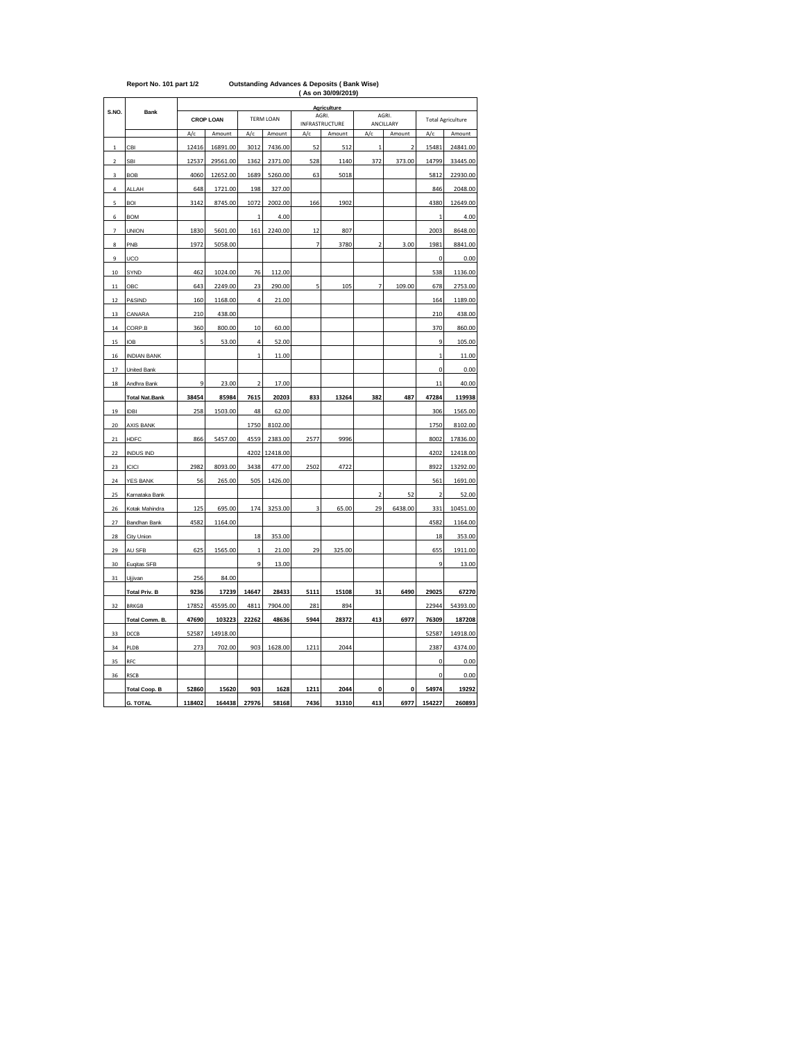**Report No. 101 part 1/2** **Outstanding Advances & Deposits ( Bank Wise)**

**( As on 30/09/2019)**

| S.NO. | Bank | Agriculture | | | | | | | | | |
|---|---|---|---|---|---|---|---|---|---|---|---|
| | | CROP LOAN | | TERM LOAN | | AGRI. INFRASTRUCTURE | | AGRI. ANCILLARY | | Total Agriculture | |
| | | A/c | Amount | A/c | Amount | A/c | Amount | A/c | Amount | A/c | Amount |
| 1 | CBI | 12416 | 16891.00 | 3012 | 7436.00 | 52 | 512 | 1 | 2 | 15481 | 24841.00 |
| 2 | SBI | 12537 | 29561.00 | 1362 | 2371.00 | 528 | 1140 | 372 | 373.00 | 14799 | 33445.00 |
| 3 | BOB | 4060 | 12652.00 | 1689 | 5260.00 | 63 | 5018 | | | 5812 | 22930.00 |
| 4 | ALLAH | 648 | 1721.00 | 198 | 327.00 | | | | | 846 | 2048.00 |
| 5 | BOI | 3142 | 8745.00 | 1072 | 2002.00 | 166 | 1902 | | | 4380 | 12649.00 |
| 6 | BOM | | | 1 | 4.00 | | | | | 1 | 4.00 |
| 7 | UNION | 1830 | 5601.00 | 161 | 2240.00 | 12 | 807 | | | 2003 | 8648.00 |
| 8 | PNB | 1972 | 5058.00 | | | 7 | 3780 | 2 | 3.00 | 1981 | 8841.00 |
| 9 | UCO | | | | | | | | | 0 | 0.00 |
| 10 | SYND | 462 | 1024.00 | 76 | 112.00 | | | | | 538 | 1136.00 |
| 11 | OBC | 643 | 2249.00 | 23 | 290.00 | 5 | 105 | 7 | 109.00 | 678 | 2753.00 |
| 12 | P&SIND | 160 | 1168.00 | 4 | 21.00 | | | | | 164 | 1189.00 |
| 13 | CANARA | 210 | 438.00 | | | | | | | 210 | 438.00 |
| 14 | CORP.B | 360 | 800.00 | 10 | 60.00 | | | | | 370 | 860.00 |
| 15 | IOB | 5 | 53.00 | 4 | 52.00 | | | | | 9 | 105.00 |
| 16 | INDIAN BANK | | | 1 | 11.00 | | | | | 1 | 11.00 |
| 17 | United Bank | | | | | | | | | 0 | 0.00 |
| 18 | Andhra Bank | 9 | 23.00 | 2 | 17.00 | | | | | 11 | 40.00 |
| | **Total Nat.Bank** | **38454** | **85984** | **7615** | **20203** | **833** | **13264** | **382** | **487** | **47284** | **119938** |
| 19 | IDBI | 258 | 1503.00 | 48 | 62.00 | | | | | 306 | 1565.00 |
| 20 | AXIS BANK | | | 1750 | 8102.00 | | | | | 1750 | 8102.00 |
| 21 | HDFC | 866 | 5457.00 | 4559 | 2383.00 | 2577 | 9996 | | | 8002 | 17836.00 |
| 22 | INDUS IND | | | 4202 | 12418.00 | | | | | 4202 | 12418.00 |
| 23 | ICICI | 2982 | 8093.00 | 3438 | 477.00 | 2502 | 4722 | | | 8922 | 13292.00 |
| 24 | YES BANK | 56 | 265.00 | 505 | 1426.00 | | | | | 561 | 1691.00 |
| 25 | Karnataka Bank | | | | | | | 2 | 52 | 2 | 52.00 |
| 26 | Kotak Mahindra | 125 | 695.00 | 174 | 3253.00 | 3 | 65.00 | 29 | 6438.00 | 331 | 10451.00 |
| 27 | Bandhan Bank | 4582 | 1164.00 | | | | | | | 4582 | 1164.00 |
| 28 | City Union | | | 18 | 353.00 | | | | | 18 | 353.00 |
| 29 | AU SFB | 625 | 1565.00 | 1 | 21.00 | 29 | 325.00 | | | 655 | 1911.00 |
| 30 | Euqitas SFB | | | 9 | 13.00 | | | | | 9 | 13.00 |
| 31 | Ujjivan | 256 | 84.00 | | | | | | | | |
| | **Total Priv. B** | **9236** | **17239** | **14647** | **28433** | **5111** | **15108** | **31** | **6490** | **29025** | **67270** |
| 32 | BRKGB | 17852 | 45595.00 | 4811 | 7904.00 | 281 | 894 | | | 22944 | 54393.00 |
| | **Total Comm. B.** | **47690** | **103223** | **22262** | **48636** | **5944** | **28372** | **413** | **6977** | **76309** | **187208** |
| 33 | DCCB | 52587 | 14918.00 | | | | | | | 52587 | 14918.00 |
| 34 | PLDB | 273 | 702.00 | 903 | 1628.00 | 1211 | 2044 | | | 2387 | 4374.00 |
| 35 | RFC | | | | | | | | | 0 | 0.00 |
| 36 | RSCB | | | | | | | | | 0 | 0.00 |
| | **Total Coop. B** | **52860** | **15620** | **903** | **1628** | **1211** | **2044** | **0** | **0** | **54974** | **19292** |
| | **G. TOTAL** | **118402** | **164438** | **27976** | **58168** | **7436** | **31310** | **413** | **6977** | **154227** | **260893** |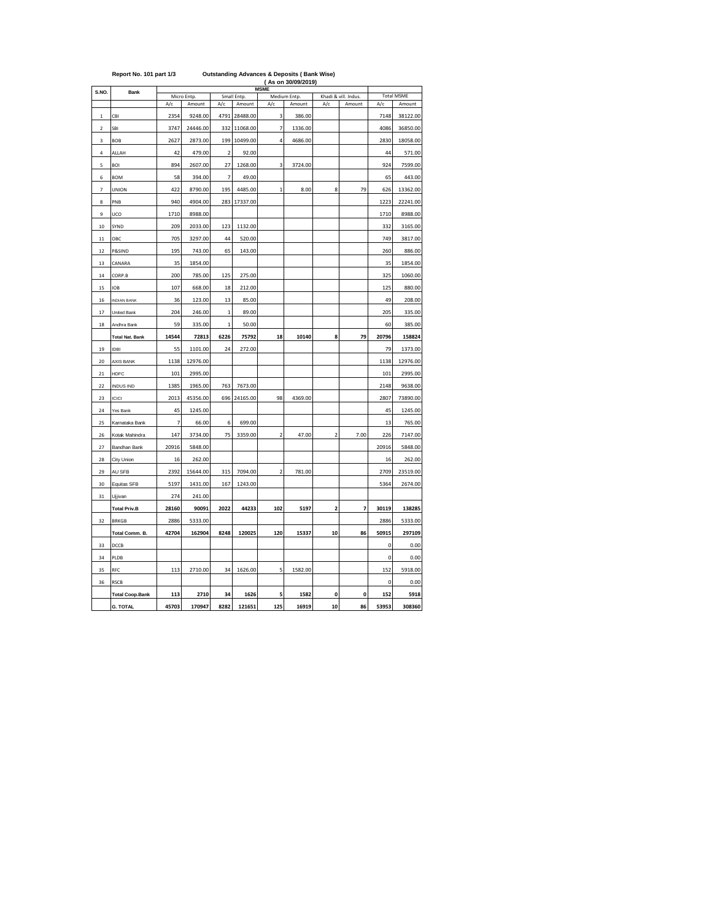**Report No. 101 part 1/3** **Outstanding Advances & Deposits ( Bank Wise)**

**( As on 30/09/2019)**

| S.NO. | Bank | MSME | | | | | | | | | |
|---|---|---|---|---|---|---|---|---|---|---|---|
| | | Micro Entp. | | Small Entp. | | Medium Entp. | | Khadi & vill. Indus. | | Total MSME | |
| | | A/c | Amount | A/c | Amount | A/c | Amount | A/c | Amount | A/c | Amount |
| 1 | CBI | 2354 | 9248.00 | 4791 | 28488.00 | 3 | 386.00 | | | 7148 | 38122.00 |
| 2 | SBI | 3747 | 24446.00 | 332 | 11068.00 | 7 | 1336.00 | | | 4086 | 36850.00 |
| 3 | BOB | 2627 | 2873.00 | 199 | 10499.00 | 4 | 4686.00 | | | 2830 | 18058.00 |
| 4 | ALLAH | 42 | 479.00 | 2 | 92.00 | | | | | 44 | 571.00 |
| 5 | BOI | 894 | 2607.00 | 27 | 1268.00 | 3 | 3724.00 | | | 924 | 7599.00 |
| 6 | BOM | 58 | 394.00 | 7 | 49.00 | | | | | 65 | 443.00 |
| 7 | UNION | 422 | 8790.00 | 195 | 4485.00 | 1 | 8.00 | 8 | 79 | 626 | 13362.00 |
| 8 | PNB | 940 | 4904.00 | 283 | 17337.00 | | | | | 1223 | 22241.00 |
| 9 | UCO | 1710 | 8988.00 | | | | | | | 1710 | 8988.00 |
| 10 | SYND | 209 | 2033.00 | 123 | 1132.00 | | | | | 332 | 3165.00 |
| 11 | OBC | 705 | 3297.00 | 44 | 520.00 | | | | | 749 | 3817.00 |
| 12 | P&SIND | 195 | 743.00 | 65 | 143.00 | | | | | 260 | 886.00 |
| 13 | CANARA | 35 | 1854.00 | | | | | | | 35 | 1854.00 |
| 14 | CORP.B | 200 | 785.00 | 125 | 275.00 | | | | | 325 | 1060.00 |
| 15 | IOB | 107 | 668.00 | 18 | 212.00 | | | | | 125 | 880.00 |
| 16 | INDIAN BANK | 36 | 123.00 | 13 | 85.00 | | | | | 49 | 208.00 |
| 17 | United Bank | 204 | 246.00 | 1 | 89.00 | | | | | 205 | 335.00 |
| 18 | Andhra Bank | 59 | 335.00 | 1 | 50.00 | | | | | 60 | 385.00 |
| | **Total Nat. Bank** | **14544** | **72813** | **6226** | **75792** | **18** | **10140** | **8** | **79** | **20796** | **158824** |
| 19 | IDBI | 55 | 1101.00 | 24 | 272.00 | | | | | 79 | 1373.00 |
| 20 | AXIS BANK | 1138 | 12976.00 | | | | | | | 1138 | 12976.00 |
| 21 | HDFC | 101 | 2995.00 | | | | | | | 101 | 2995.00 |
| 22 | INDUS IND | 1385 | 1965.00 | 763 | 7673.00 | | | | | 2148 | 9638.00 |
| 23 | ICICI | 2013 | 45356.00 | 696 | 24165.00 | 98 | 4369.00 | | | 2807 | 73890.00 |
| 24 | Yes Bank | 45 | 1245.00 | | | | | | | 45 | 1245.00 |
| 25 | Karnataka Bank | 7 | 66.00 | 6 | 699.00 | | | | | 13 | 765.00 |
| 26 | Kotak Mahindra | 147 | 3734.00 | 75 | 3359.00 | 2 | 47.00 | 2 | 7.00 | 226 | 7147.00 |
| 27 | Bandhan Bank | 20916 | 5848.00 | | | | | | | 20916 | 5848.00 |
| 28 | City Union | 16 | 262.00 | | | | | | | 16 | 262.00 |
| 29 | AU SFB | 2392 | 15644.00 | 315 | 7094.00 | 2 | 781.00 | | | 2709 | 23519.00 |
| 30 | Equitas SFB | 5197 | 1431.00 | 167 | 1243.00 | | | | | 5364 | 2674.00 |
| 31 | Ujjivan | 274 | 241.00 | | | | | | | | |
| | **Total Priv.B** | **28160** | **90091** | **2022** | **44233** | **102** | **5197** | **2** | **7** | **30119** | **138285** |
| 32 | BRKGB | 2886 | 5333.00 | | | | | | | 2886 | 5333.00 |
| | **Total Comm. B.** | **42704** | **162904** | **8248** | **120025** | **120** | **15337** | **10** | **86** | **50915** | **297109** |
| 33 | DCCB | | | | | | | | | 0 | 0.00 |
| 34 | PLDB | | | | | | | | | 0 | 0.00 |
| 35 | RFC | 113 | 2710.00 | 34 | 1626.00 | 5 | 1582.00 | | | 152 | 5918.00 |
| 36 | RSCB | | | | | | | | | 0 | 0.00 |
| | **Total Coop.Bank** | **113** | **2710** | **34** | **1626** | **5** | **1582** | **0** | **0** | **152** | **5918** |
| | **G. TOTAL** | **45703** | **170947** | **8282** | **121651** | **125** | **16919** | **10** | **86** | **53953** | **308360** |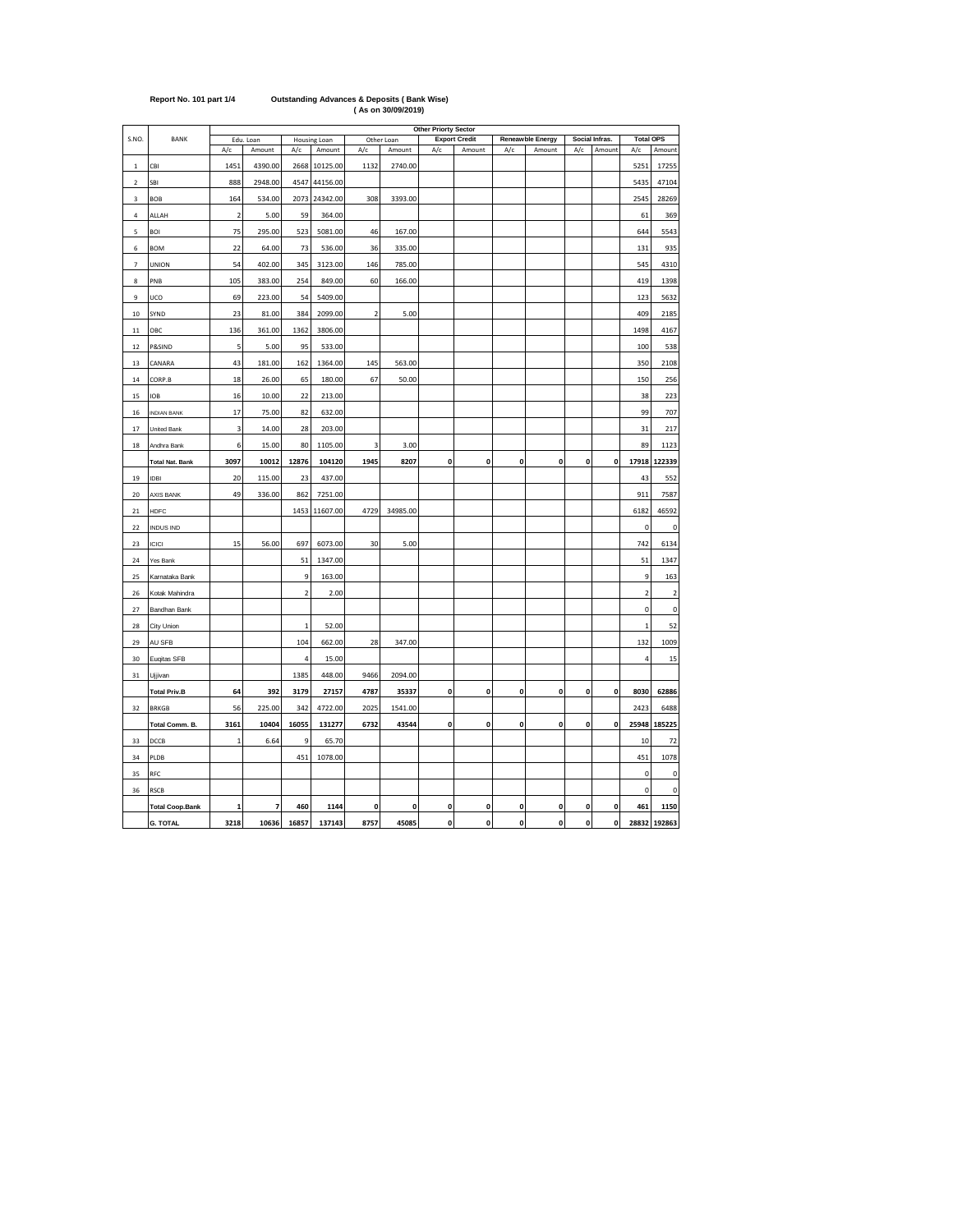**Report No. 101 part 1/4** **Outstanding Advances & Deposits ( Bank Wise)**
**( As on 30/09/2019)**

| S.NO. | BANK | Other Priorty Sector | | | | | | | | | | | | | |
|---|---|---|---|---|---|---|---|---|---|---|---|---|---|---|---|
| | | Edu. Loan | | Housing Loan | | Other Loan | | Export Credit | | Reneawble Energy | | Social Infras. | | Total OPS | |
| | | A/c | Amount | A/c | Amount | A/c | Amount | A/c | Amount | A/c | Amount | A/c | Amount | A/c | Amount |
| 1 | CBI | 1451 | 4390.00 | 2668 | 10125.00 | 1132 | 2740.00 | | | | | | | 5251 | 17255 |
| 2 | SBI | 888 | 2948.00 | 4547 | 44156.00 | | | | | | | | | 5435 | 47104 |
| 3 | BOB | 164 | 534.00 | 2073 | 24342.00 | 308 | 3393.00 | | | | | | | 2545 | 28269 |
| 4 | ALLAH | 2 | 5.00 | 59 | 364.00 | | | | | | | | | 61 | 369 |
| 5 | BOI | 75 | 295.00 | 523 | 5081.00 | 46 | 167.00 | | | | | | | 644 | 5543 |
| 6 | BOM | 22 | 64.00 | 73 | 536.00 | 36 | 335.00 | | | | | | | 131 | 935 |
| 7 | UNION | 54 | 402.00 | 345 | 3123.00 | 146 | 785.00 | | | | | | | 545 | 4310 |
| 8 | PNB | 105 | 383.00 | 254 | 849.00 | 60 | 166.00 | | | | | | | 419 | 1398 |
| 9 | UCO | 69 | 223.00 | 54 | 5409.00 | | | | | | | | | 123 | 5632 |
| 10 | SYND | 23 | 81.00 | 384 | 2099.00 | 2 | 5.00 | | | | | | | 409 | 2185 |
| 11 | OBC | 136 | 361.00 | 1362 | 3806.00 | | | | | | | | | 1498 | 4167 |
| 12 | P&SIND | 5 | 5.00 | 95 | 533.00 | | | | | | | | | 100 | 538 |
| 13 | CANARA | 43 | 181.00 | 162 | 1364.00 | 145 | 563.00 | | | | | | | 350 | 2108 |
| 14 | CORP.B | 18 | 26.00 | 65 | 180.00 | 67 | 50.00 | | | | | | | 150 | 256 |
| 15 | IOB | 16 | 10.00 | 22 | 213.00 | | | | | | | | | 38 | 223 |
| 16 | INDIAN BANK | 17 | 75.00 | 82 | 632.00 | | | | | | | | | 99 | 707 |
| 17 | United Bank | 3 | 14.00 | 28 | 203.00 | | | | | | | | | 31 | 217 |
| 18 | Andhra Bank | 6 | 15.00 | 80 | 1105.00 | 3 | 3.00 | | | | | | | 89 | 1123 |
| | **Total Nat. Bank** | **3097** | **10012** | **12876** | **104120** | **1945** | **8207** | **0** | **0** | **0** | **0** | **0** | **0** | **17918** | **122339** |
| 19 | IDBI | 20 | 115.00 | 23 | 437.00 | | | | | | | | | 43 | 552 |
| 20 | AXIS BANK | 49 | 336.00 | 862 | 7251.00 | | | | | | | | | 911 | 7587 |
| 21 | HDFC | | | 1453 | 11607.00 | 4729 | 34985.00 | | | | | | | 6182 | 46592 |
| 22 | INDUS IND | | | | | | | | | | | | | 0 | 0 |
| 23 | ICICI | 15 | 56.00 | 697 | 6073.00 | 30 | 5.00 | | | | | | | 742 | 6134 |
| 24 | Yes Bank | | | 51 | 1347.00 | | | | | | | | | 51 | 1347 |
| 25 | Karnataka Bank | | | 9 | 163.00 | | | | | | | | | 9 | 163 |
| 26 | Kotak Mahindra | | | 2 | 2.00 | | | | | | | | | 2 | 2 |
| 27 | Bandhan Bank | | | | | | | | | | | | | 0 | 0 |
| 28 | City Union | | | 1 | 52.00 | | | | | | | | | 1 | 52 |
| 29 | AU SFB | | | 104 | 662.00 | 28 | 347.00 | | | | | | | 132 | 1009 |
| 30 | Euqitas SFB | | | 4 | 15.00 | | | | | | | | | 4 | 15 |
| 31 | Ujjivan | | | 1385 | 448.00 | 9466 | 2094.00 | | | | | | | | |
| | **Total Priv.B** | **64** | **392** | **3179** | **27157** | **4787** | **35337** | **0** | **0** | **0** | **0** | **0** | **0** | **8030** | **62886** |
| 32 | BRKGB | 56 | 225.00 | 342 | 4722.00 | 2025 | 1541.00 | | | | | | | 2423 | 6488 |
| | **Total Comm. B.** | **3161** | **10404** | **16055** | **131277** | **6732** | **43544** | **0** | **0** | **0** | **0** | **0** | **0** | **25948** | **185225** |
| 33 | DCCB | 1 | 6.64 | 9 | 65.70 | | | | | | | | | 10 | 72 |
| 34 | PLDB | | | 451 | 1078.00 | | | | | | | | | 451 | 1078 |
| 35 | RFC | | | | | | | | | | | | | 0 | 0 |
| 36 | RSCB | | | | | | | | | | | | | 0 | 0 |
| | **Total Coop.Bank** | **1** | **7** | **460** | **1144** | **0** | **0** | **0** | **0** | **0** | **0** | **0** | **0** | **461** | **1150** |
| | **G. TOTAL** | **3218** | **10636** | **16857** | **137143** | **8757** | **45085** | **0** | **0** | **0** | **0** | **0** | **0** | **28832** | **192863** |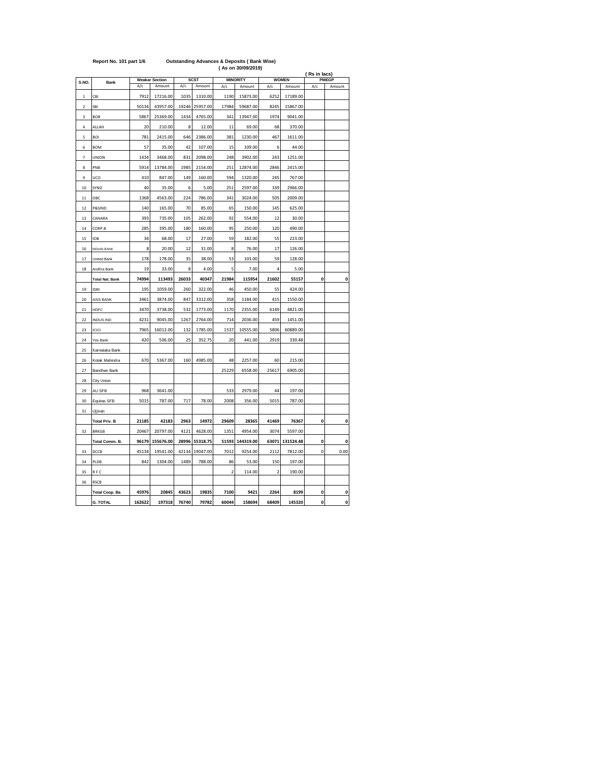**Report No. 101 part 1/6** **Outstanding Advances & Deposits ( Bank Wise)**

**( As on 30/09/2019)**

**( Rs in lacs)**

| S.NO. | Bank | Weakar Section | | SCST | | MINORITY | | WOMEN | | PMEGP | |
|---|---|---|---|---|---|---|---|---|---|---|---|
| | | A/c | Amount | A/c | Amount | A/c | Amount | A/c | Amount | A/c | Amount |
| 1 | CBI | 7912 | 17216.00 | 1035 | 1310.00 | 1190 | 15873.00 | 6252 | 17189.00 | | |
| 2 | SBI | 50134 | 43957.00 | 19246 | 25957.00 | 17984 | 59687.00 | 8245 | 15867.00 | | |
| 3 | BOB | 5867 | 25369.00 | 1434 | 4765.00 | 341 | 13947.00 | 1974 | 9041.00 | | |
| 4 | ALLAH | 20 | 210.00 | 8 | 12.00 | 11 | 69.00 | 68 | 370.00 | | |
| 5 | BOI | 781 | 2415.00 | 646 | 2386.00 | 381 | 1230.00 | 467 | 1611.00 | | |
| 6 | BOM | 57 | 35.00 | 42 | 107.00 | 15 | 109.00 | 6 | 44.00 | | |
| 7 | UNION | 1434 | 3468.00 | 831 | 2098.00 | 248 | 3902.00 | 243 | 1251.00 | | |
| 8 | PNB | 5914 | 13784.00 | 1985 | 2154.00 | 251 | 12874.00 | 2846 | 2415.00 | | |
| 9 | UCO | 410 | 847.00 | 149 | 160.00 | 594 | 1320.00 | 245 | 767.00 | | |
| 10 | SYND | 40 | 35.00 | 6 | 5.00 | 251 | 2597.00 | 339 | 2966.00 | | |
| 11 | OBC | 1368 | 4563.00 | 224 | 786.00 | 341 | 3024.00 | 505 | 2009.00 | | |
| 12 | P&SIND | 140 | 165.00 | 70 | 85.00 | 65 | 150.00 | 145 | 625.00 | | |
| 13 | CANARA | 393 | 735.00 | 105 | 262.00 | 92 | 554.00 | 12 | 30.00 | | |
| 14 | CORP.B | 285 | 395.00 | 180 | 160.00 | 95 | 250.00 | 120 | 490.00 | | |
| 15 | IOB | 34 | 68.00 | 17 | 27.00 | 59 | 182.00 | 55 | 223.00 | | |
| 16 | INDIAN BANK | 8 | 20.00 | 12 | 31.00 | 8 | 76.00 | 17 | 126.00 | | |
| 17 | United Bank | 178 | 178.00 | 35 | 38.00 | 53 | 103.00 | 59 | 128.00 | | |
| 18 | Andhra Bank | 19 | 33.00 | 8 | 4.00 | 5 | 7.00 | 4 | 5.00 | | |
| | **Total Nat. Bank** | **74994** | **113493** | **26033** | **40347** | **21984** | **115954** | **21602** | **55157** | **0** | **0** |
| 19 | IDBI | 195 | 1059.00 | 260 | 322.00 | 46 | 450.00 | 55 | 424.00 | | |
| 20 | AXIS BANK | 3461 | 3874.00 | 847 | 3312.00 | 358 | 1184.00 | 415 | 1550.00 | | |
| 21 | HDFC | 3470 | 3738.00 | 532 | 1773.00 | 1170 | 2355.00 | 6149 | 4821.00 | | |
| 22 | INDUS IND | 4231 | 9045.00 | 1267 | 2764.00 | 714 | 2036.00 | 459 | 1451.00 | | |
| 23 | ICICI | 7965 | 16012.00 | 132 | 1785.00 | 1537 | 10555.00 | 5806 | 60889.00 | | |
| 24 | Yes Bank | 420 | 506.00 | 25 | 352.75 | 20 | 441.00 | 2919 | 339.48 | | |
| 25 | Karnataka Bank | | | | | | | | | | |
| 26 | Kotak Mahindra | 670 | 5367.00 | 160 | 4985.00 | 48 | 2257.00 | 60 | 215.00 | | |
| 27 | Bandhan Bank | | | | | 25229 | 6558.00 | 25617 | 6905.00 | | |
| 28 | City Union | | | | | | | | | | |
| 29 | AU SFB | 968 | 3641.00 | | | 533 | 2979.00 | 44 | 197.00 | | |
| 30 | Equitas SFB | 5015 | 787.00 | 717 | 78.00 | 2008 | 356.00 | 5015 | 787.00 | | |
| 31 | Ujjivan | | | | | | | | | | |
| | **Total Priv. B** | **21185** | **42183** | **2963** | **14972** | **29609** | **28365** | **41469** | **76367** | **0** | **0** |
| 32 | BRKGB | 20467 | 20797.00 | 4121 | 4628.00 | 1351 | 4954.00 | 3074 | 5597.00 | | |
| | **Total Comm. B.** | **96179** | **155676.00** | **28996** | **55318.75** | **51593** | **144319.00** | **63071** | **131524.48** | **0** | **0** |
| 33 | DCCB | 45134 | 19541.00 | 42134 | 19047.00 | 7012 | 9254.00 | 2112 | 7812.00 | 0 | 0.00 |
| 34 | PLDB | 842 | 1304.00 | 1489 | 788.00 | 86 | 53.00 | 150 | 197.00 | | |
| 35 | R F C | | | | | 2 | 114.00 | 2 | 190.00 | | |
| 36 | RSCB | | | | | | | | | | |
| | **Total Coop. Ba** | **45976** | **20845** | **43623** | **19835** | **7100** | **9421** | **2264** | **8199** | **0** | **0** |
| | **G. TOTAL** | **162622** | **197318** | **76740** | **79782** | **60044** | **158694** | **68409** | **145320** | **0** | **0** |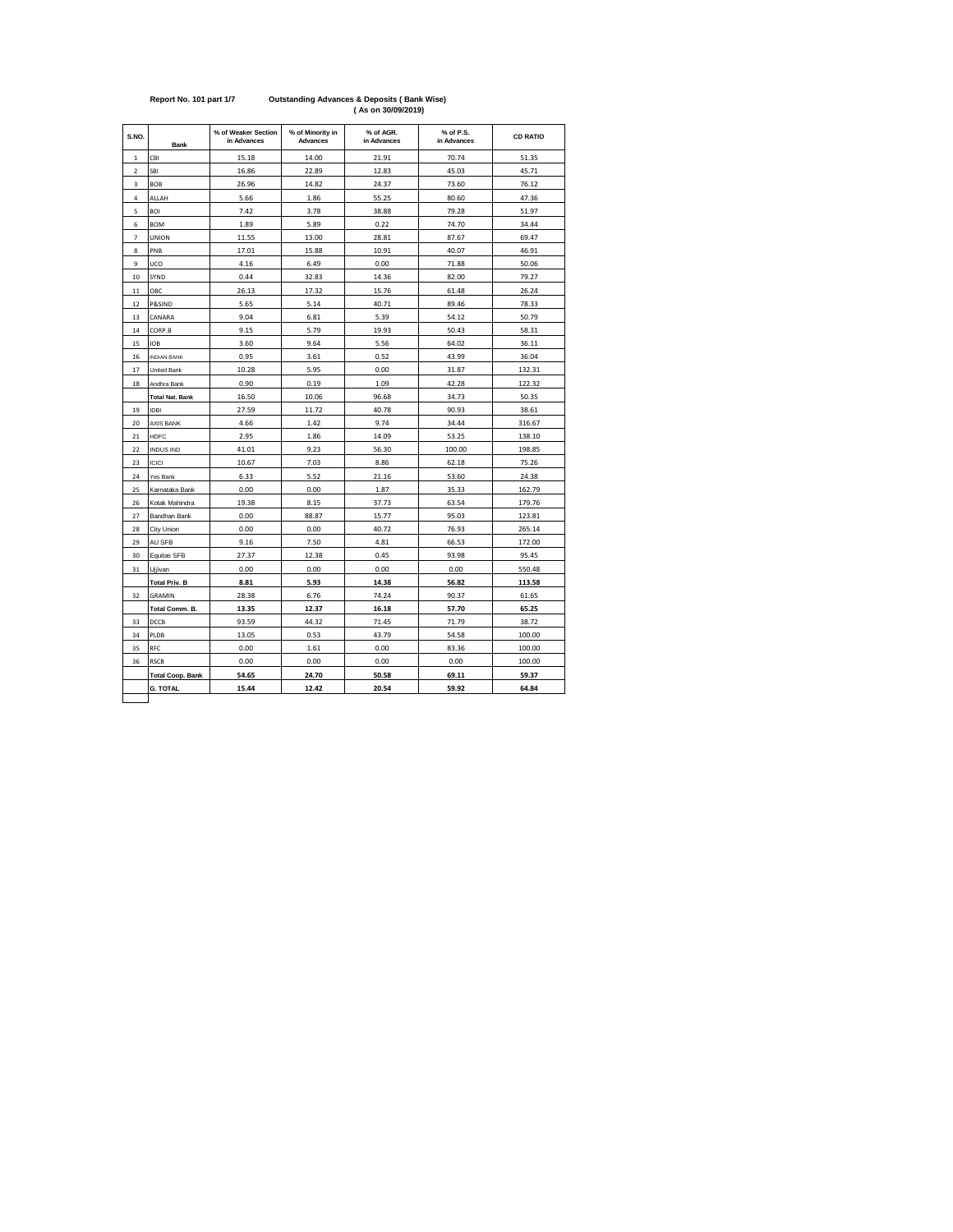**Report No. 101 part 1/7** **Outstanding Advances & Deposits ( Bank Wise)**
**( As on 30/09/2019)**

| S.NO. | Bank | % of Weaker Section in Advances | % of Minority in Advances | % of AGR. in Advances | % of P.S. in Advances | CD RATIO |
|---|---|---|---|---|---|---|
| 1 | CBI | 15.18 | 14.00 | 21.91 | 70.74 | 51.35 |
| 2 | SBI | 16.86 | 22.89 | 12.83 | 45.03 | 45.71 |
| 3 | BOB | 26.96 | 14.82 | 24.37 | 73.60 | 76.12 |
| 4 | ALLAH | 5.66 | 1.86 | 55.25 | 80.60 | 47.36 |
| 5 | BOI | 7.42 | 3.78 | 38.88 | 79.28 | 51.97 |
| 6 | BOM | 1.89 | 5.89 | 0.22 | 74.70 | 34.44 |
| 7 | UNION | 11.55 | 13.00 | 28.81 | 87.67 | 69.47 |
| 8 | PNB | 17.01 | 15.88 | 10.91 | 40.07 | 46.91 |
| 9 | UCO | 4.16 | 6.49 | 0.00 | 71.88 | 50.06 |
| 10 | SYND | 0.44 | 32.83 | 14.36 | 82.00 | 79.27 |
| 11 | OBC | 26.13 | 17.32 | 15.76 | 61.48 | 26.24 |
| 12 | P&SIND | 5.65 | 5.14 | 40.71 | 89.46 | 78.33 |
| 13 | CANARA | 9.04 | 6.81 | 5.39 | 54.12 | 50.79 |
| 14 | CORP.B | 9.15 | 5.79 | 19.93 | 50.43 | 58.31 |
| 15 | IOB | 3.60 | 9.64 | 5.56 | 64.02 | 36.11 |
| 16 | INDIAN BANK | 0.95 | 3.61 | 0.52 | 43.99 | 36.04 |
| 17 | United Bank | 10.28 | 5.95 | 0.00 | 31.87 | 132.31 |
| 18 | Andhra Bank | 0.90 | 0.19 | 1.09 | 42.28 | 122.32 |
| | **Total Nat. Bank** | 16.50 | 10.06 | 96.68 | 34.73 | 50.35 |
| 19 | IDBI | 27.59 | 11.72 | 40.78 | 90.93 | 38.61 |
| 20 | AXIS BANK | 4.66 | 1.42 | 9.74 | 34.44 | 316.67 |
| 21 | HDFC | 2.95 | 1.86 | 14.09 | 53.25 | 138.10 |
| 22 | INDUS IND | 41.01 | 9.23 | 56.30 | 100.00 | 198.85 |
| 23 | ICICI | 10.67 | 7.03 | 8.86 | 62.18 | 75.26 |
| 24 | Yes Bank | 6.33 | 5.52 | 21.16 | 53.60 | 24.38 |
| 25 | Karnataka Bank | 0.00 | 0.00 | 1.87 | 35.33 | 162.79 |
| 26 | Kotak Mahindra | 19.38 | 8.15 | 37.73 | 63.54 | 179.76 |
| 27 | Bandhan Bank | 0.00 | 88.87 | 15.77 | 95.03 | 123.81 |
| 28 | City Union | 0.00 | 0.00 | 40.72 | 76.93 | 265.14 |
| 29 | AU SFB | 9.16 | 7.50 | 4.81 | 66.53 | 172.00 |
| 30 | Equitas SFB | 27.37 | 12.38 | 0.45 | 93.98 | 95.45 |
| 31 | Ujjivan | 0.00 | 0.00 | 0.00 | 0.00 | 550.48 |
| | **Total Priv. B** | **8.81** | **5.93** | **14.38** | **56.82** | **113.58** |
| 32 | GRAMIN | 28.38 | 6.76 | 74.24 | 90.37 | 61.65 |
| | **Total Comm. B.** | **13.35** | **12.37** | **16.18** | **57.70** | **65.25** |
| 33 | DCCB | 93.59 | 44.32 | 71.45 | 71.79 | 38.72 |
| 34 | PLDB | 13.05 | 0.53 | 43.79 | 54.58 | 100.00 |
| 35 | RFC | 0.00 | 1.61 | 0.00 | 83.36 | 100.00 |
| 36 | RSCB | 0.00 | 0.00 | 0.00 | 0.00 | 100.00 |
| | **Total Coop. Bank** | **54.65** | **24.70** | **50.58** | **69.11** | **59.37** |
| | **G. TOTAL** | **15.44** | **12.42** | **20.54** | **59.92** | **64.84** |